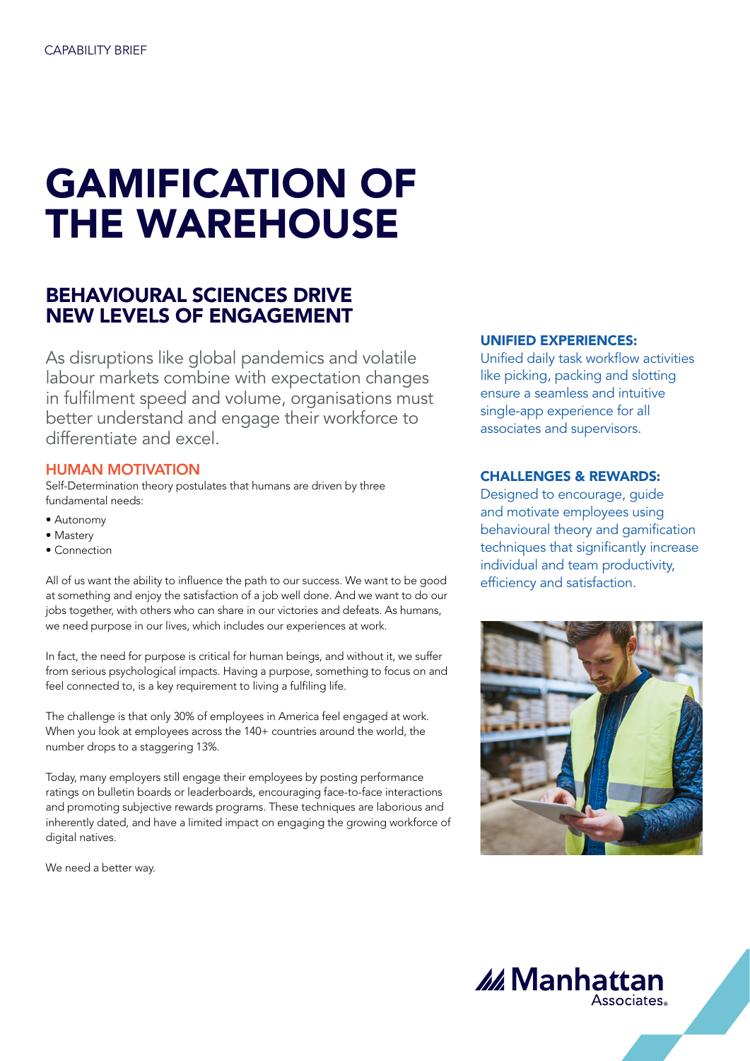CAPABILITY BRIEF

# GAMIFICATION OF THE WAREHOUSE

## BEHAVIOURAL SCIENCES DRIVE NEW LEVELS OF ENGAGEMENT

As disruptions like global pandemics and volatile labour markets combine with expectation changes in fulfilment speed and volume, organisations must better understand and engage their workforce to differentiate and excel.

### HUMAN MOTIVATION

Self-Determination theory postulates that humans are driven by three fundamental needs:

- Autonomy
- Mastery
- Connection

All of us want the ability to influence the path to our success. We want to be good at something and enjoy the satisfaction of a job well done. And we want to do our jobs together, with others who can share in our victories and defeats. As humans, we need purpose in our lives, which includes our experiences at work.

In fact, the need for purpose is critical for human beings, and without it, we suffer from serious psychological impacts. Having a purpose, something to focus on and feel connected to, is a key requirement to living a fulfiling life.

The challenge is that only 30% of employees in America feel engaged at work. When you look at employees across the 140+ countries around the world, the number drops to a staggering 13%.

Today, many employers still engage their employees by posting performance ratings on bulletin boards or leaderboards, encouraging face-to-face interactions and promoting subjective rewards programs. These techniques are laborious and inherently dated, and have a limited impact on engaging the growing workforce of digital natives.

We need a better way.

### UNIFIED EXPERIENCES:

Unified daily task workflow activities like picking, packing and slotting ensure a seamless and intuitive single-app experience for all associates and supervisors.

### CHALLENGES & REWARDS:

Designed to encourage, guide and motivate employees using behavioural theory and gamification techniques that significantly increase individual and team productivity, efficiency and satisfaction.

Manhattan Associates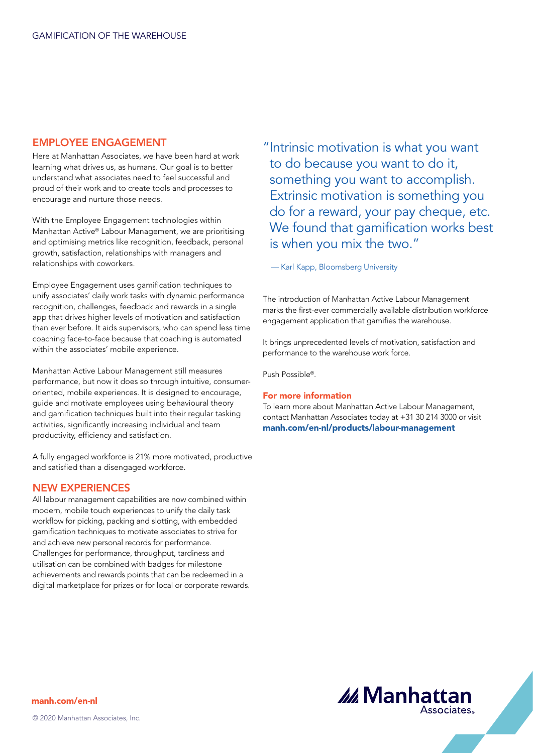## EMPLOYEE ENGAGEMENT

Here at Manhattan Associates, we have been hard at work learning what drives us, as humans. Our goal is to better understand what associates need to feel successful and proud of their work and to create tools and processes to encourage and nurture those needs.

With the Employee Engagement technologies within Manhattan Active® Labour Management, we are prioritising and optimising metrics like recognition, feedback, personal growth, satisfaction, relationships with managers and relationships with coworkers.

Employee Engagement uses gamification techniques to unify associates' daily work tasks with dynamic performance recognition, challenges, feedback and rewards in a single app that drives higher levels of motivation and satisfaction than ever before. It aids supervisors, who can spend less time coaching face-to-face because that coaching is automated within the associates' mobile experience.

Manhattan Active Labour Management still measures performance, but now it does so through intuitive, consumer-oriented, mobile experiences. It is designed to encourage, guide and motivate employees using behavioural theory and gamification techniques built into their regular tasking activities, significantly increasing individual and team productivity, efficiency and satisfaction.

A fully engaged workforce is 21% more motivated, productive and satisfied than a disengaged workforce.

## NEW EXPERIENCES

All labour management capabilities are now combined within modern, mobile touch experiences to unify the daily task workflow for picking, packing and slotting, with embedded gamification techniques to motivate associates to strive for and achieve new personal records for performance. Challenges for performance, throughput, tardiness and utilisation can be combined with badges for milestone achievements and rewards points that can be redeemed in a digital marketplace for prizes or for local or corporate rewards.

> "Intrinsic motivation is what you want to do because you want to do it, something you want to accomplish. Extrinsic motivation is something you do for a reward, your pay cheque, etc. We found that gamification works best is when you mix the two."
>
> — Karl Kapp, Bloomsberg University

The introduction of Manhattan Active Labour Management marks the first-ever commercially available distribution workforce engagement application that gamifies the warehouse.

It brings unprecedented levels of motivation, satisfaction and performance to the warehouse work force.

Push Possible®.

### For more information

To learn more about Manhattan Active Labour Management, contact Manhattan Associates today at +31 30 214 3000 or visit **manh.com/en-nl/products/labour-management**

**manh.com/en-nl**

© 2020 Manhattan Associates, Inc.